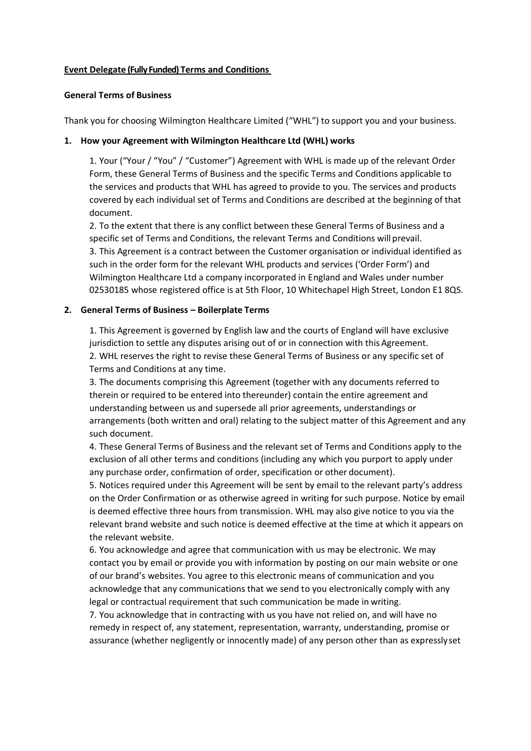**Event Delegate (Fully Funded) Terms and Conditions**

**General Terms of Business**

Thank you for choosing Wilmington Healthcare Limited ("WHL") to support you and your business.

**1. How your Agreement with Wilmington Healthcare Ltd (WHL) works**

1. Your ("Your / "You" / "Customer") Agreement with WHL is made up of the relevant Order Form, these General Terms of Business and the specific Terms and Conditions applicable to the services and products that WHL has agreed to provide to you. The services and products covered by each individual set of Terms and Conditions are described at the beginning of that document.
2. To the extent that there is any conflict between these General Terms of Business and a specific set of Terms and Conditions, the relevant Terms and Conditions will prevail.
3. This Agreement is a contract between the Customer organisation or individual identified as such in the order form for the relevant WHL products and services ('Order Form') and Wilmington Healthcare Ltd a company incorporated in England and Wales under number 02530185 whose registered office is at 5th Floor, 10 Whitechapel High Street, London E1 8QS.

**2. General Terms of Business – Boilerplate Terms**

1. This Agreement is governed by English law and the courts of England will have exclusive jurisdiction to settle any disputes arising out of or in connection with this Agreement.
2. WHL reserves the right to revise these General Terms of Business or any specific set of Terms and Conditions at any time.
3. The documents comprising this Agreement (together with any documents referred to therein or required to be entered into thereunder) contain the entire agreement and understanding between us and supersede all prior agreements, understandings or arrangements (both written and oral) relating to the subject matter of this Agreement and any such document.
4. These General Terms of Business and the relevant set of Terms and Conditions apply to the exclusion of all other terms and conditions (including any which you purport to apply under any purchase order, confirmation of order, specification or other document).
5. Notices required under this Agreement will be sent by email to the relevant party's address on the Order Confirmation or as otherwise agreed in writing for such purpose. Notice by email is deemed effective three hours from transmission. WHL may also give notice to you via the relevant brand website and such notice is deemed effective at the time at which it appears on the relevant website.
6. You acknowledge and agree that communication with us may be electronic. We may contact you by email or provide you with information by posting on our main website or one of our brand's websites. You agree to this electronic means of communication and you acknowledge that any communications that we send to you electronically comply with any legal or contractual requirement that such communication be made in writing.
7. You acknowledge that in contracting with us you have not relied on, and will have no remedy in respect of, any statement, representation, warranty, understanding, promise or assurance (whether negligently or innocently made) of any person other than as expressly set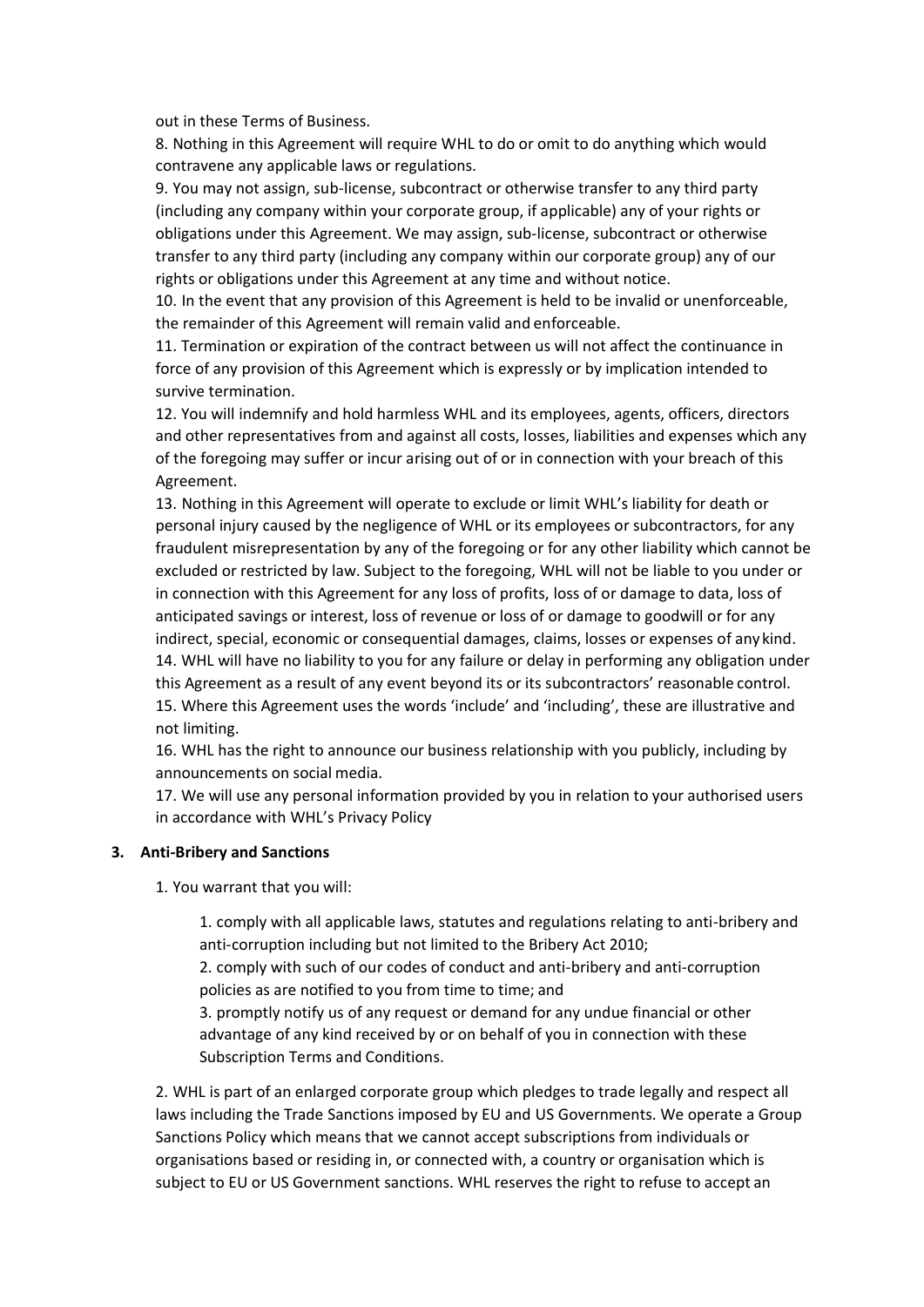out in these Terms of Business.

8. Nothing in this Agreement will require WHL to do or omit to do anything which would contravene any applicable laws or regulations.

9. You may not assign, sub-license, subcontract or otherwise transfer to any third party (including any company within your corporate group, if applicable) any of your rights or obligations under this Agreement. We may assign, sub-license, subcontract or otherwise transfer to any third party (including any company within our corporate group) any of our rights or obligations under this Agreement at any time and without notice.

10. In the event that any provision of this Agreement is held to be invalid or unenforceable, the remainder of this Agreement will remain valid and enforceable.

11. Termination or expiration of the contract between us will not affect the continuance in force of any provision of this Agreement which is expressly or by implication intended to survive termination.

12. You will indemnify and hold harmless WHL and its employees, agents, officers, directors and other representatives from and against all costs, losses, liabilities and expenses which any of the foregoing may suffer or incur arising out of or in connection with your breach of this Agreement.

13. Nothing in this Agreement will operate to exclude or limit WHL's liability for death or personal injury caused by the negligence of WHL or its employees or subcontractors, for any fraudulent misrepresentation by any of the foregoing or for any other liability which cannot be excluded or restricted by law. Subject to the foregoing, WHL will not be liable to you under or in connection with this Agreement for any loss of profits, loss of or damage to data, loss of anticipated savings or interest, loss of revenue or loss of or damage to goodwill or for any indirect, special, economic or consequential damages, claims, losses or expenses of any kind.

14. WHL will have no liability to you for any failure or delay in performing any obligation under this Agreement as a result of any event beyond its or its subcontractors' reasonable control.

15. Where this Agreement uses the words 'include' and 'including', these are illustrative and not limiting.

16. WHL has the right to announce our business relationship with you publicly, including by announcements on social media.

17. We will use any personal information provided by you in relation to your authorised users in accordance with WHL's Privacy Policy

## 3. Anti-Bribery and Sanctions

1. You warrant that you will:

    1. comply with all applicable laws, statutes and regulations relating to anti-bribery and anti-corruption including but not limited to the Bribery Act 2010;

    2. comply with such of our codes of conduct and anti-bribery and anti-corruption policies as are notified to you from time to time; and

    3. promptly notify us of any request or demand for any undue financial or other advantage of any kind received by or on behalf of you in connection with these Subscription Terms and Conditions.

2. WHL is part of an enlarged corporate group which pledges to trade legally and respect all laws including the Trade Sanctions imposed by EU and US Governments. We operate a Group Sanctions Policy which means that we cannot accept subscriptions from individuals or organisations based or residing in, or connected with, a country or organisation which is subject to EU or US Government sanctions. WHL reserves the right to refuse to accept an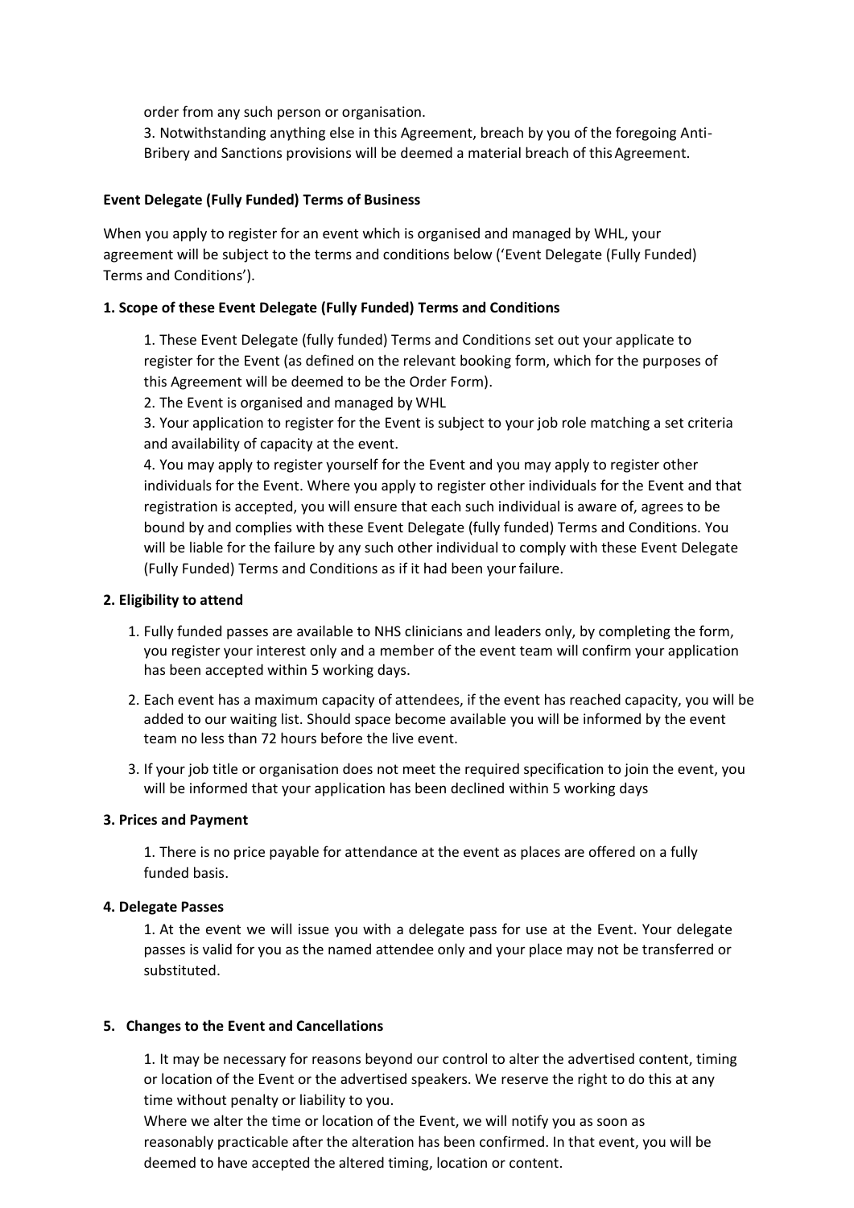order from any such person or organisation.

3. Notwithstanding anything else in this Agreement, breach by you of the foregoing Anti-Bribery and Sanctions provisions will be deemed a material breach of this Agreement.

**Event Delegate (Fully Funded) Terms of Business**

When you apply to register for an event which is organised and managed by WHL, your agreement will be subject to the terms and conditions below ('Event Delegate (Fully Funded) Terms and Conditions').

**1. Scope of these Event Delegate (Fully Funded) Terms and Conditions**

1. These Event Delegate (fully funded) Terms and Conditions set out your applicate to register for the Event (as defined on the relevant booking form, which for the purposes of this Agreement will be deemed to be the Order Form).
2. The Event is organised and managed by WHL
3. Your application to register for the Event is subject to your job role matching a set criteria and availability of capacity at the event.
4. You may apply to register yourself for the Event and you may apply to register other individuals for the Event. Where you apply to register other individuals for the Event and that registration is accepted, you will ensure that each such individual is aware of, agrees to be bound by and complies with these Event Delegate (fully funded) Terms and Conditions. You will be liable for the failure by any such other individual to comply with these Event Delegate (Fully Funded) Terms and Conditions as if it had been your failure.

**2. Eligibility to attend**

1. Fully funded passes are available to NHS clinicians and leaders only, by completing the form, you register your interest only and a member of the event team will confirm your application has been accepted within 5 working days.
2. Each event has a maximum capacity of attendees, if the event has reached capacity, you will be added to our waiting list. Should space become available you will be informed by the event team no less than 72 hours before the live event.
3. If your job title or organisation does not meet the required specification to join the event, you will be informed that your application has been declined within 5 working days

**3. Prices and Payment**

1. There is no price payable for attendance at the event as places are offered on a fully funded basis.

**4. Delegate Passes**

1. At the event we will issue you with a delegate pass for use at the Event. Your delegate passes is valid for you as the named attendee only and your place may not be transferred or substituted.

**5. Changes to the Event and Cancellations**

1. It may be necessary for reasons beyond our control to alter the advertised content, timing or location of the Event or the advertised speakers. We reserve the right to do this at any time without penalty or liability to you.

Where we alter the time or location of the Event, we will notify you as soon as reasonably practicable after the alteration has been confirmed. In that event, you will be deemed to have accepted the altered timing, location or content.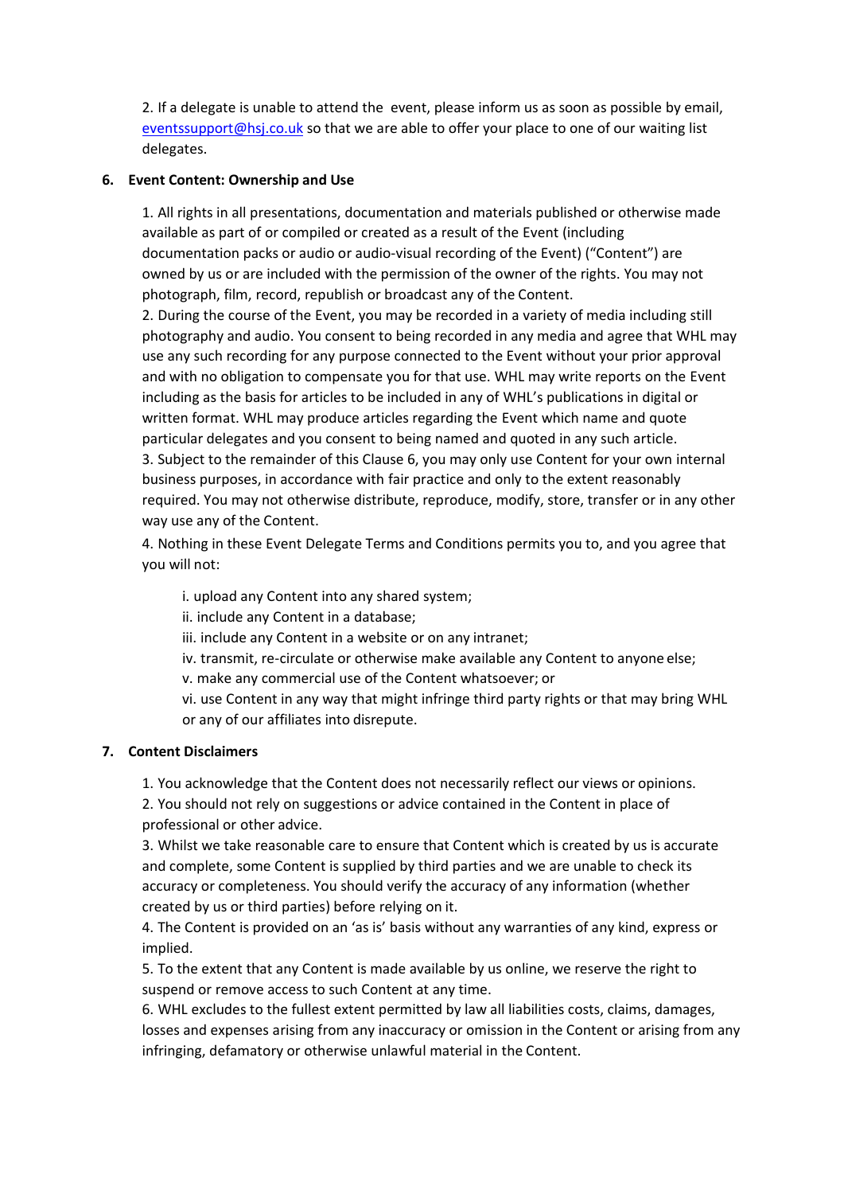2. If a delegate is unable to attend the event, please inform us as soon as possible by email, [eventssupport@hsj.co.uk](mailto:eventssupport@hsj.co.uk) so that we are able to offer your place to one of our waiting list delegates.

## 6. Event Content: Ownership and Use

1. All rights in all presentations, documentation and materials published or otherwise made available as part of or compiled or created as a result of the Event (including documentation packs or audio or audio-visual recording of the Event) ("Content") are owned by us or are included with the permission of the owner of the rights. You may not photograph, film, record, republish or broadcast any of the Content.
2. During the course of the Event, you may be recorded in a variety of media including still photography and audio. You consent to being recorded in any media and agree that WHL may use any such recording for any purpose connected to the Event without your prior approval and with no obligation to compensate you for that use. WHL may write reports on the Event including as the basis for articles to be included in any of WHL's publications in digital or written format. WHL may produce articles regarding the Event which name and quote particular delegates and you consent to being named and quoted in any such article.
3. Subject to the remainder of this Clause 6, you may only use Content for your own internal business purposes, in accordance with fair practice and only to the extent reasonably required. You may not otherwise distribute, reproduce, modify, store, transfer or in any other way use any of the Content.
4. Nothing in these Event Delegate Terms and Conditions permits you to, and you agree that you will not:

   i. upload any Content into any shared system;
   ii. include any Content in a database;
   iii. include any Content in a website or on any intranet;
   iv. transmit, re-circulate or otherwise make available any Content to anyone else;
   v. make any commercial use of the Content whatsoever; or
   vi. use Content in any way that might infringe third party rights or that may bring WHL or any of our affiliates into disrepute.

## 7. Content Disclaimers

1. You acknowledge that the Content does not necessarily reflect our views or opinions.
2. You should not rely on suggestions or advice contained in the Content in place of professional or other advice.
3. Whilst we take reasonable care to ensure that Content which is created by us is accurate and complete, some Content is supplied by third parties and we are unable to check its accuracy or completeness. You should verify the accuracy of any information (whether created by us or third parties) before relying on it.
4. The Content is provided on an 'as is' basis without any warranties of any kind, express or implied.
5. To the extent that any Content is made available by us online, we reserve the right to suspend or remove access to such Content at any time.
6. WHL excludes to the fullest extent permitted by law all liabilities costs, claims, damages, losses and expenses arising from any inaccuracy or omission in the Content or arising from any infringing, defamatory or otherwise unlawful material in the Content.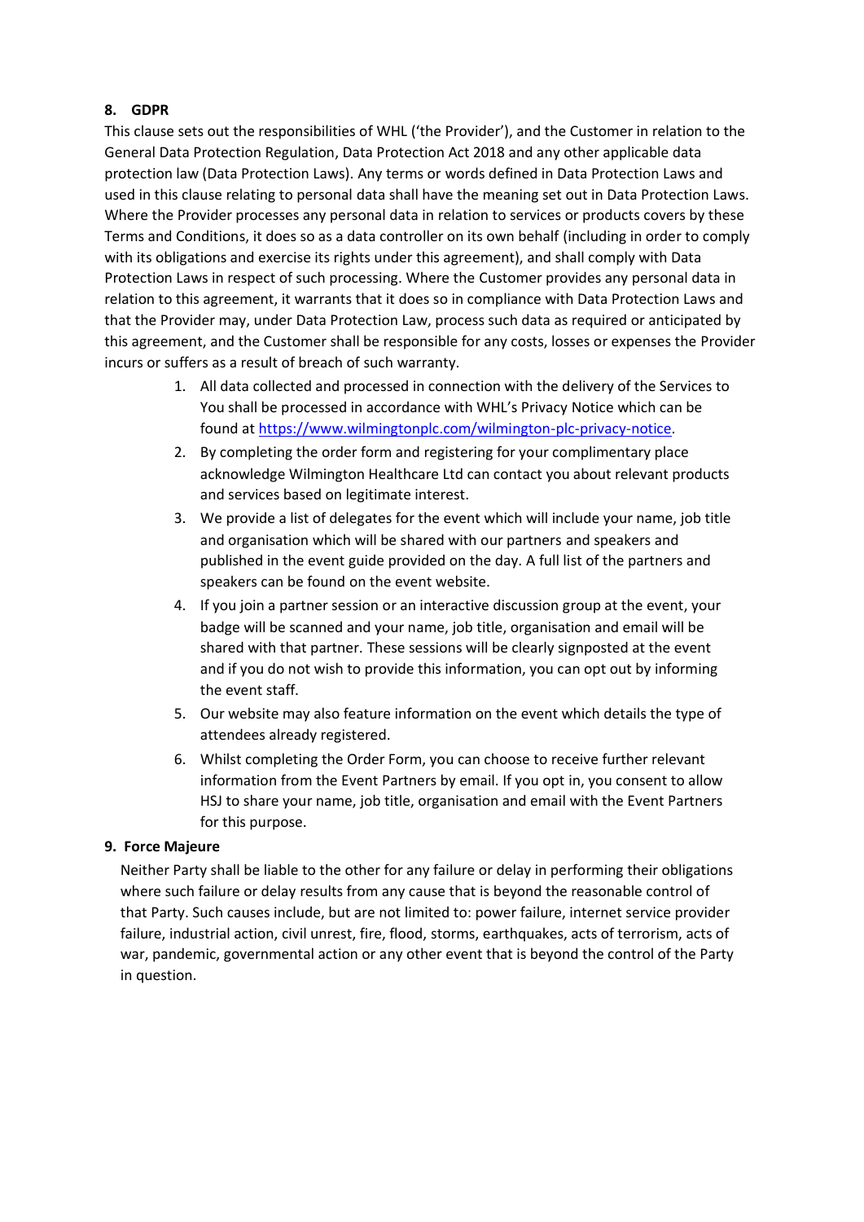## 8. GDPR

This clause sets out the responsibilities of WHL ('the Provider'), and the Customer in relation to the General Data Protection Regulation, Data Protection Act 2018 and any other applicable data protection law (Data Protection Laws). Any terms or words defined in Data Protection Laws and used in this clause relating to personal data shall have the meaning set out in Data Protection Laws. Where the Provider processes any personal data in relation to services or products covers by these Terms and Conditions, it does so as a data controller on its own behalf (including in order to comply with its obligations and exercise its rights under this agreement), and shall comply with Data Protection Laws in respect of such processing. Where the Customer provides any personal data in relation to this agreement, it warrants that it does so in compliance with Data Protection Laws and that the Provider may, under Data Protection Law, process such data as required or anticipated by this agreement, and the Customer shall be responsible for any costs, losses or expenses the Provider incurs or suffers as a result of breach of such warranty.

1. All data collected and processed in connection with the delivery of the Services to You shall be processed in accordance with WHL's Privacy Notice which can be found at https://www.wilmingtonplc.com/wilmington-plc-privacy-notice.
2. By completing the order form and registering for your complimentary place acknowledge Wilmington Healthcare Ltd can contact you about relevant products and services based on legitimate interest.
3. We provide a list of delegates for the event which will include your name, job title and organisation which will be shared with our partners and speakers and published in the event guide provided on the day. A full list of the partners and speakers can be found on the event website.
4. If you join a partner session or an interactive discussion group at the event, your badge will be scanned and your name, job title, organisation and email will be shared with that partner. These sessions will be clearly signposted at the event and if you do not wish to provide this information, you can opt out by informing the event staff.
5. Our website may also feature information on the event which details the type of attendees already registered.
6. Whilst completing the Order Form, you can choose to receive further relevant information from the Event Partners by email. If you opt in, you consent to allow HSJ to share your name, job title, organisation and email with the Event Partners for this purpose.

## 9. Force Majeure

Neither Party shall be liable to the other for any failure or delay in performing their obligations where such failure or delay results from any cause that is beyond the reasonable control of that Party. Such causes include, but are not limited to: power failure, internet service provider failure, industrial action, civil unrest, fire, flood, storms, earthquakes, acts of terrorism, acts of war, pandemic, governmental action or any other event that is beyond the control of the Party in question.